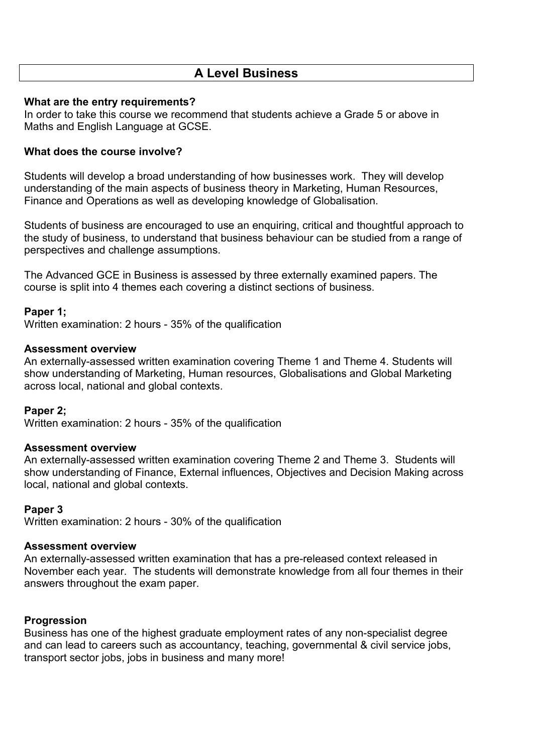# A Level Business

**What are the entry requirements?**
In order to take this course we recommend that students achieve a Grade 5 or above in Maths and English Language at GCSE.

**What does the course involve?**

Students will develop a broad understanding of how businesses work. They will develop understanding of the main aspects of business theory in Marketing, Human Resources, Finance and Operations as well as developing knowledge of Globalisation.

Students of business are encouraged to use an enquiring, critical and thoughtful approach to the study of business, to understand that business behaviour can be studied from a range of perspectives and challenge assumptions.

The Advanced GCE in Business is assessed by three externally examined papers. The course is split into 4 themes each covering a distinct sections of business.

**Paper 1;**
Written examination: 2 hours - 35% of the qualification

**Assessment overview**
An externally-assessed written examination covering Theme 1 and Theme 4. Students will show understanding of Marketing, Human resources, Globalisations and Global Marketing across local, national and global contexts.

**Paper 2;**
Written examination: 2 hours - 35% of the qualification

**Assessment overview**
An externally-assessed written examination covering Theme 2 and Theme 3. Students will show understanding of Finance, External influences, Objectives and Decision Making across local, national and global contexts.

**Paper 3**
Written examination: 2 hours - 30% of the qualification

**Assessment overview**
An externally-assessed written examination that has a pre-released context released in November each year. The students will demonstrate knowledge from all four themes in their answers throughout the exam paper.

**Progression**
Business has one of the highest graduate employment rates of any non-specialist degree and can lead to careers such as accountancy, teaching, governmental & civil service jobs, transport sector jobs, jobs in business and many more!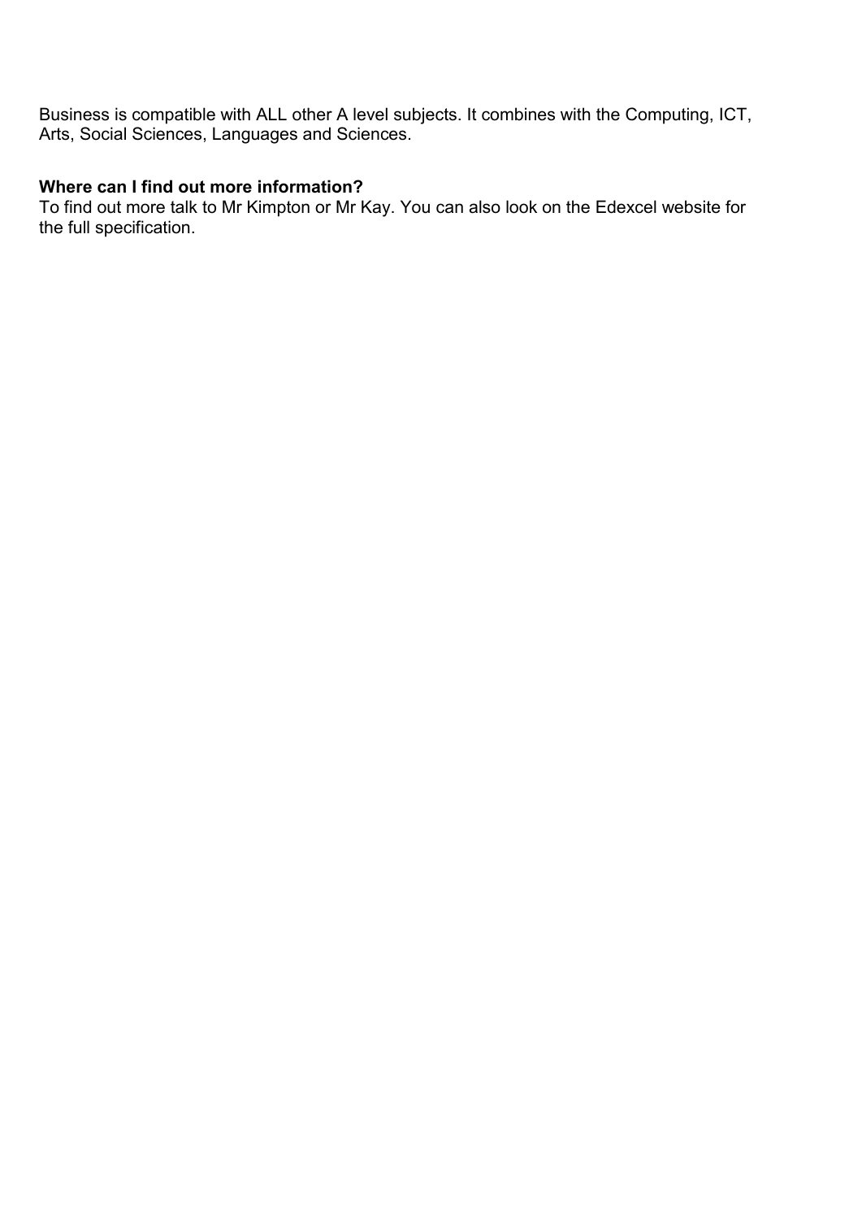Business is compatible with ALL other A level subjects. It combines with the Computing, ICT, Arts, Social Sciences, Languages and Sciences.

**Where can I find out more information?**

To find out more talk to Mr Kimpton or Mr Kay. You can also look on the Edexcel website for the full specification.